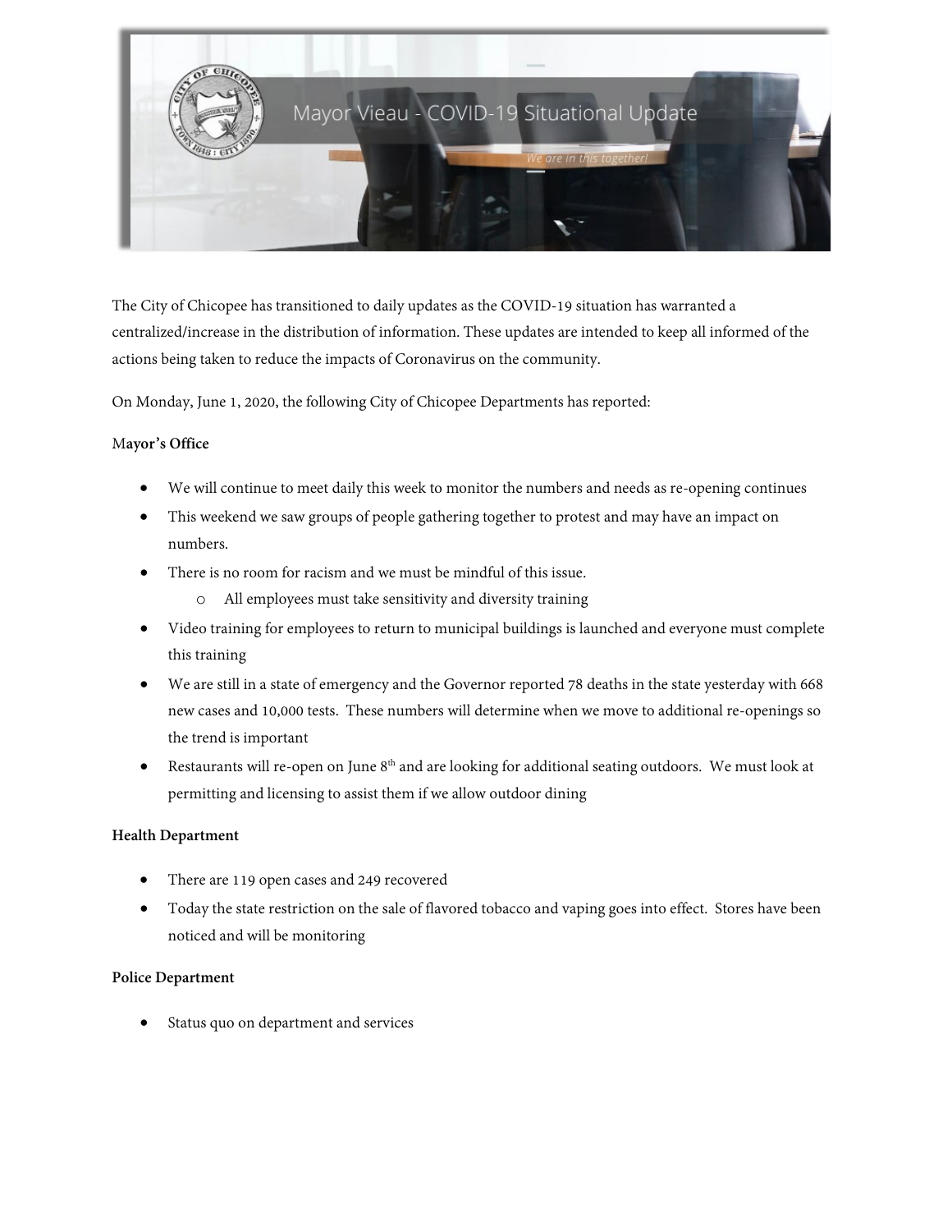# Mayor Vieau - COVID-19 Situational Update

*We are in this together!*

The City of Chicopee has transitioned to daily updates as the COVID-19 situation has warranted a centralized/increase in the distribution of information. These updates are intended to keep all informed of the actions being taken to reduce the impacts of Coronavirus on the community.

On Monday, June 1, 2020, the following City of Chicopee Departments has reported:

**Mayor's Office**

- We will continue to meet daily this week to monitor the numbers and needs as re-opening continues
- This weekend we saw groups of people gathering together to protest and may have an impact on numbers.
- There is no room for racism and we must be mindful of this issue.
  - All employees must take sensitivity and diversity training
- Video training for employees to return to municipal buildings is launched and everyone must complete this training
- We are still in a state of emergency and the Governor reported 78 deaths in the state yesterday with 668 new cases and 10,000 tests. These numbers will determine when we move to additional re-openings so the trend is important
- Restaurants will re-open on June 8th and are looking for additional seating outdoors. We must look at permitting and licensing to assist them if we allow outdoor dining

**Health Department**

- There are 119 open cases and 249 recovered
- Today the state restriction on the sale of flavored tobacco and vaping goes into effect. Stores have been noticed and will be monitoring

**Police Department**

- Status quo on department and services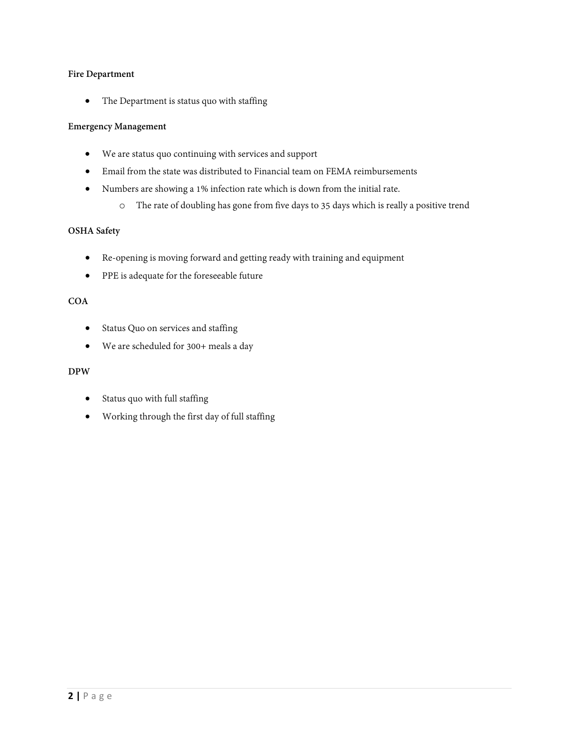**Fire Department**

- The Department is status quo with staffing

**Emergency Management**

- We are status quo continuing with services and support
- Email from the state was distributed to Financial team on FEMA reimbursements
- Numbers are showing a 1% infection rate which is down from the initial rate.
    - The rate of doubling has gone from five days to 35 days which is really a positive trend

**OSHA Safety**

- Re-opening is moving forward and getting ready with training and equipment
- PPE is adequate for the foreseeable future

**COA**

- Status Quo on services and staffing
- We are scheduled for 300+ meals a day

**DPW**

- Status quo with full staffing
- Working through the first day of full staffing